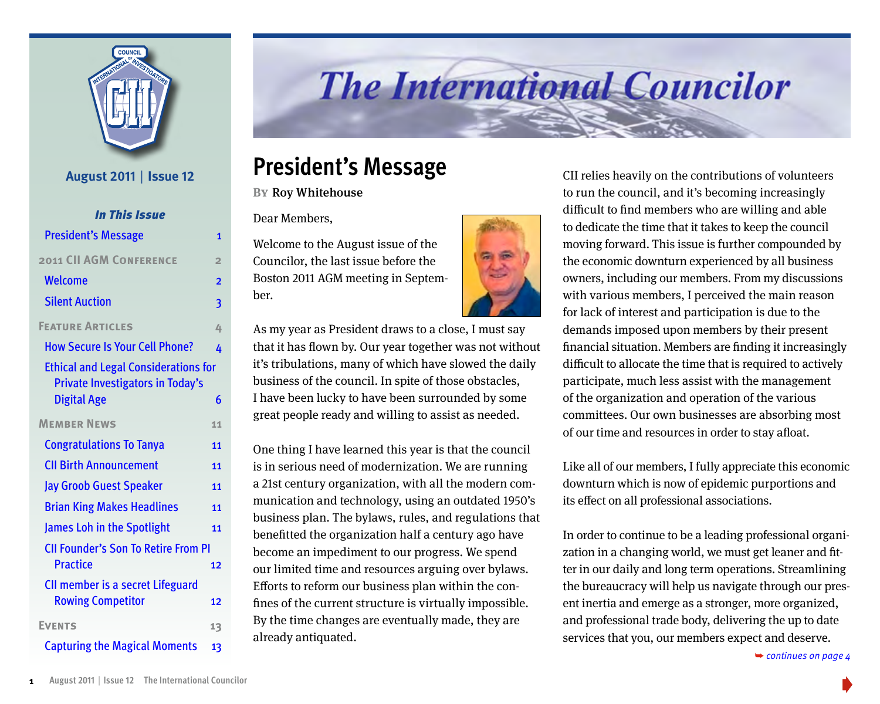# The International Councilor

August 2011 | Issue 12

***In This Issue***

- President's Message — 1
- **2011 CII AGM Conference** — 2
  - Welcome — 2
  - Silent Auction — 3
- **Feature Articles** — 4
  - How Secure Is Your Cell Phone? — 4
  - Ethical and Legal Considerations for Private Investigators in Today's Digital Age — 6
- **Member News** — 11
  - Congratulations To Tanya — 11
  - CII Birth Announcement — 11
  - Jay Groob Guest Speaker — 11
  - Brian King Makes Headlines — 11
  - James Loh in the Spotlight — 11
  - CII Founder's Son To Retire From PI Practice — 12
  - CII member is a secret Lifeguard Rowing Competitor — 12
- **Events** — 13
  - Capturing the Magical Moments — 13

## President's Message

By Roy Whitehouse

Dear Members,

Welcome to the August issue of the Councilor, the last issue before the Boston 2011 AGM meeting in September.

As my year as President draws to a close, I must say that it has flown by. Our year together was not without it's tribulations, many of which have slowed the daily business of the council. In spite of those obstacles, I have been lucky to have been surrounded by some great people ready and willing to assist as needed.

One thing I have learned this year is that the council is in serious need of modernization. We are running a 21st century organization, with all the modern communication and technology, using an outdated 1950's business plan. The bylaws, rules, and regulations that benefitted the organization half a century ago have become an impediment to our progress. We spend our limited time and resources arguing over bylaws. Efforts to reform our business plan within the confines of the current structure is virtually impossible. By the time changes are eventually made, they are already antiquated.

CII relies heavily on the contributions of volunteers to run the council, and it's becoming increasingly difficult to find members who are willing and able to dedicate the time that it takes to keep the council moving forward. This issue is further compounded by the economic downturn experienced by all business owners, including our members. From my discussions with various members, I perceived the main reason for lack of interest and participation is due to the demands imposed upon members by their present financial situation. Members are finding it increasingly difficult to allocate the time that is required to actively participate, much less assist with the management of the organization and operation of the various committees. Our own businesses are absorbing most of our time and resources in order to stay afloat.

Like all of our members, I fully appreciate this economic downturn which is now of epidemic purportions and its effect on all professional associations.

In order to continue to be a leading professional organization in a changing world, we must get leaner and fitter in our daily and long term operations. Streamlining the bureaucracy will help us navigate through our present inertia and emerge as a stronger, more organized, and professional trade body, delivering the up to date services that you, our members expect and deserve.

*➥ continues on page 4*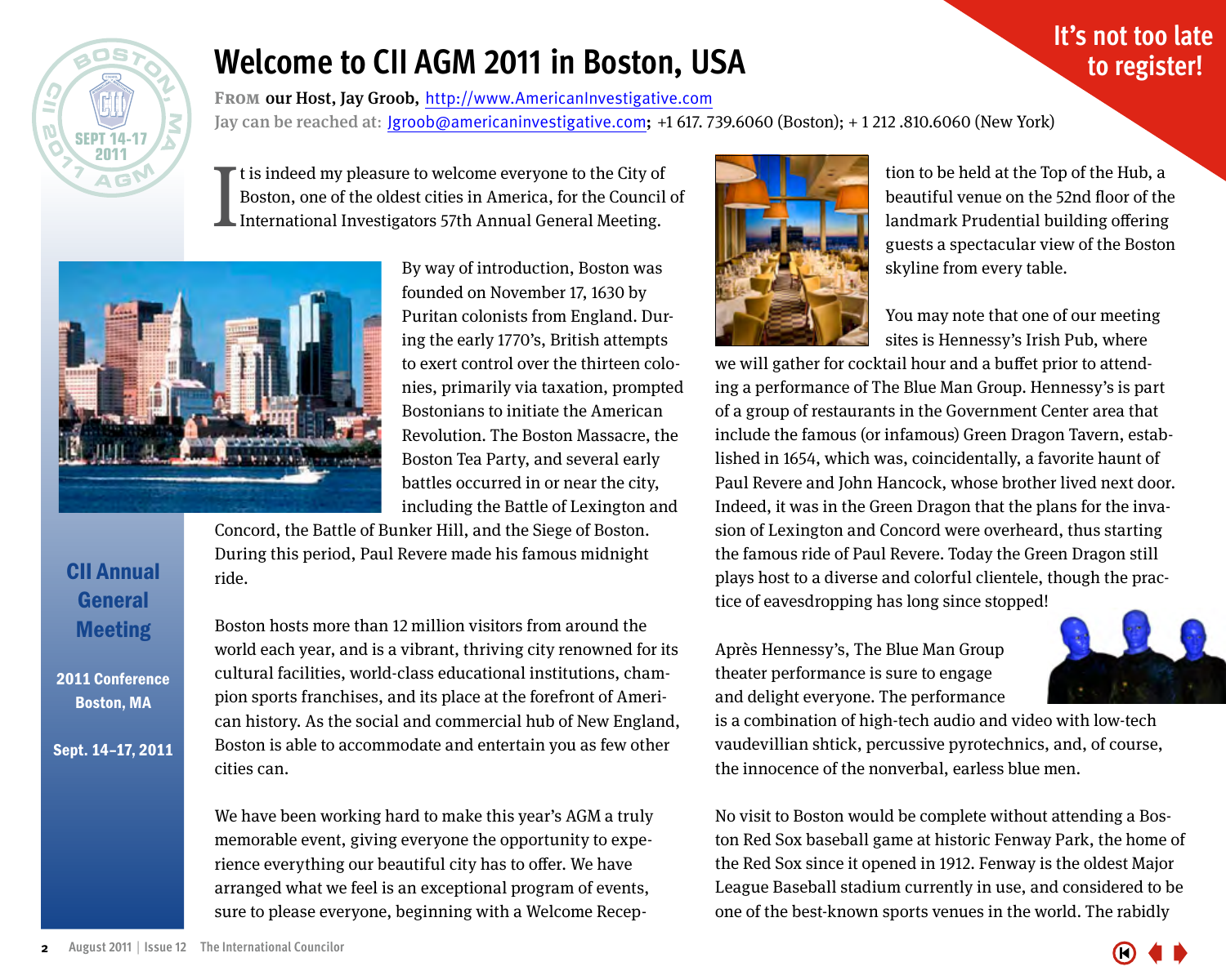# Welcome to CII AGM 2011 in Boston, USA

**It's not too late to register!**

**FROM our Host, Jay Groob,** http://www.AmericanInvestigative.com
Jay can be reached at: Jgroob@americaninvestigative.com; +1 617. 739.6060 (Boston); + 1 212 .810.6060 (New York)

**CII Annual General Meeting**

**2011 Conference**
**Boston, MA**

**Sept. 14–17, 2011**

It is indeed my pleasure to welcome everyone to the City of Boston, one of the oldest cities in America, for the Council of International Investigators 57th Annual General Meeting.

By way of introduction, Boston was founded on November 17, 1630 by Puritan colonists from England. During the early 1770's, British attempts to exert control over the thirteen colonies, primarily via taxation, prompted Bostonians to initiate the American Revolution. The Boston Massacre, the Boston Tea Party, and several early battles occurred in or near the city, including the Battle of Lexington and Concord, the Battle of Bunker Hill, and the Siege of Boston. During this period, Paul Revere made his famous midnight ride.

Boston hosts more than 12 million visitors from around the world each year, and is a vibrant, thriving city renowned for its cultural facilities, world-class educational institutions, champion sports franchises, and its place at the forefront of American history. As the social and commercial hub of New England, Boston is able to accommodate and entertain you as few other cities can.

We have been working hard to make this year's AGM a truly memorable event, giving everyone the opportunity to experience everything our beautiful city has to offer. We have arranged what we feel is an exceptional program of events, sure to please everyone, beginning with a Welcome Reception to be held at the Top of the Hub, a beautiful venue on the 52nd floor of the landmark Prudential building offering guests a spectacular view of the Boston skyline from every table.

You may note that one of our meeting sites is Hennessy's Irish Pub, where we will gather for cocktail hour and a buffet prior to attending a performance of The Blue Man Group. Hennessy's is part of a group of restaurants in the Government Center area that include the famous (or infamous) Green Dragon Tavern, established in 1654, which was, coincidentally, a favorite haunt of Paul Revere and John Hancock, whose brother lived next door. Indeed, it was in the Green Dragon that the plans for the invasion of Lexington and Concord were overheard, thus starting the famous ride of Paul Revere. Today the Green Dragon still plays host to a diverse and colorful clientele, though the practice of eavesdropping has long since stopped!

Après Hennessy's, The Blue Man Group theater performance is sure to engage and delight everyone. The performance is a combination of high-tech audio and video with low-tech vaudevillian shtick, percussive pyrotechnics, and, of course, the innocence of the nonverbal, earless blue men.

No visit to Boston would be complete without attending a Boston Red Sox baseball game at historic Fenway Park, the home of the Red Sox since it opened in 1912. Fenway is the oldest Major League Baseball stadium currently in use, and considered to be one of the best-known sports venues in the world. The rabidly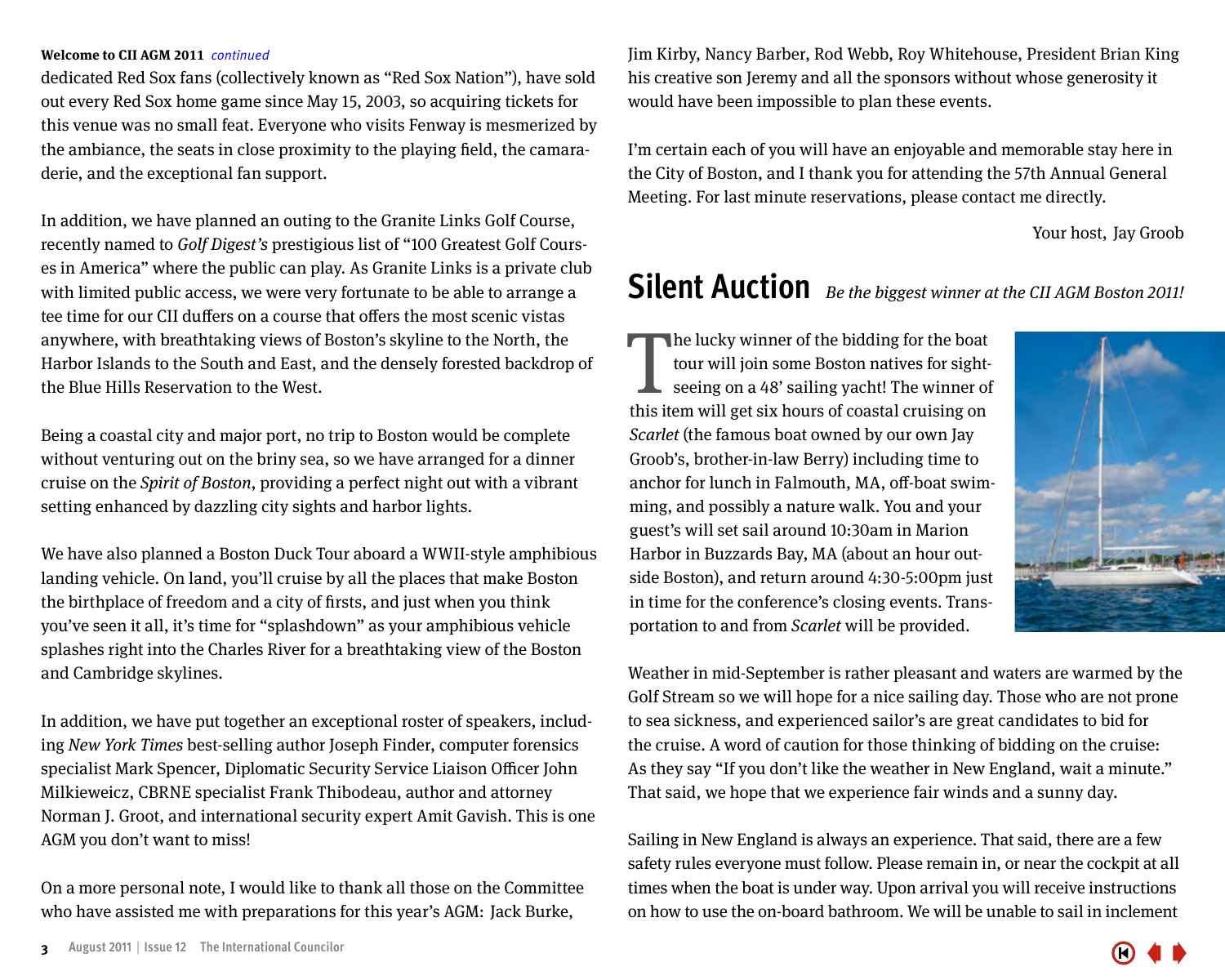**Welcome to CII AGM 2011** *continued*

dedicated Red Sox fans (collectively known as "Red Sox Nation"), have sold out every Red Sox home game since May 15, 2003, so acquiring tickets for this venue was no small feat. Everyone who visits Fenway is mesmerized by the ambiance, the seats in close proximity to the playing field, the camaraderie, and the exceptional fan support.

In addition, we have planned an outing to the Granite Links Golf Course, recently named to *Golf Digest's* prestigious list of "100 Greatest Golf Courses in America" where the public can play. As Granite Links is a private club with limited public access, we were very fortunate to be able to arrange a tee time for our CII duffers on a course that offers the most scenic vistas anywhere, with breathtaking views of Boston's skyline to the North, the Harbor Islands to the South and East, and the densely forested backdrop of the Blue Hills Reservation to the West.

Being a coastal city and major port, no trip to Boston would be complete without venturing out on the briny sea, so we have arranged for a dinner cruise on the *Spirit of Boston*, providing a perfect night out with a vibrant setting enhanced by dazzling city sights and harbor lights.

We have also planned a Boston Duck Tour aboard a WWII-style amphibious landing vehicle. On land, you'll cruise by all the places that make Boston the birthplace of freedom and a city of firsts, and just when you think you've seen it all, it's time for "splashdown" as your amphibious vehicle splashes right into the Charles River for a breathtaking view of the Boston and Cambridge skylines.

In addition, we have put together an exceptional roster of speakers, including *New York Times* best-selling author Joseph Finder, computer forensics specialist Mark Spencer, Diplomatic Security Service Liaison Officer John Milkieweicz, CBRNE specialist Frank Thibodeau, author and attorney Norman J. Groot, and international security expert Amit Gavish. This is one AGM you don't want to miss!

On a more personal note, I would like to thank all those on the Committee who have assisted me with preparations for this year's AGM: Jack Burke, Jim Kirby, Nancy Barber, Rod Webb, Roy Whitehouse, President Brian King his creative son Jeremy and all the sponsors without whose generosity it would have been impossible to plan these events.

I'm certain each of you will have an enjoyable and memorable stay here in the City of Boston, and I thank you for attending the 57th Annual General Meeting. For last minute reservations, please contact me directly.

Your host, Jay Groob

## Silent Auction *Be the biggest winner at the CII AGM Boston 2011!*

The lucky winner of the bidding for the boat tour will join some Boston natives for sightseeing on a 48' sailing yacht! The winner of this item will get six hours of coastal cruising on *Scarlet* (the famous boat owned by our own Jay Groob's, brother-in-law Berry) including time to anchor for lunch in Falmouth, MA, off-boat swimming, and possibly a nature walk. You and your guest's will set sail around 10:30am in Marion Harbor in Buzzards Bay, MA (about an hour outside Boston), and return around 4:30-5:00pm just in time for the conference's closing events. Transportation to and from *Scarlet* will be provided.

Weather in mid-September is rather pleasant and waters are warmed by the Golf Stream so we will hope for a nice sailing day. Those who are not prone to sea sickness, and experienced sailor's are great candidates to bid for the cruise. A word of caution for those thinking of bidding on the cruise: As they say "If you don't like the weather in New England, wait a minute." That said, we hope that we experience fair winds and a sunny day.

Sailing in New England is always an experience. That said, there are a few safety rules everyone must follow. Please remain in, or near the cockpit at all times when the boat is under way. Upon arrival you will receive instructions on how to use the on-board bathroom. We will be unable to sail in inclement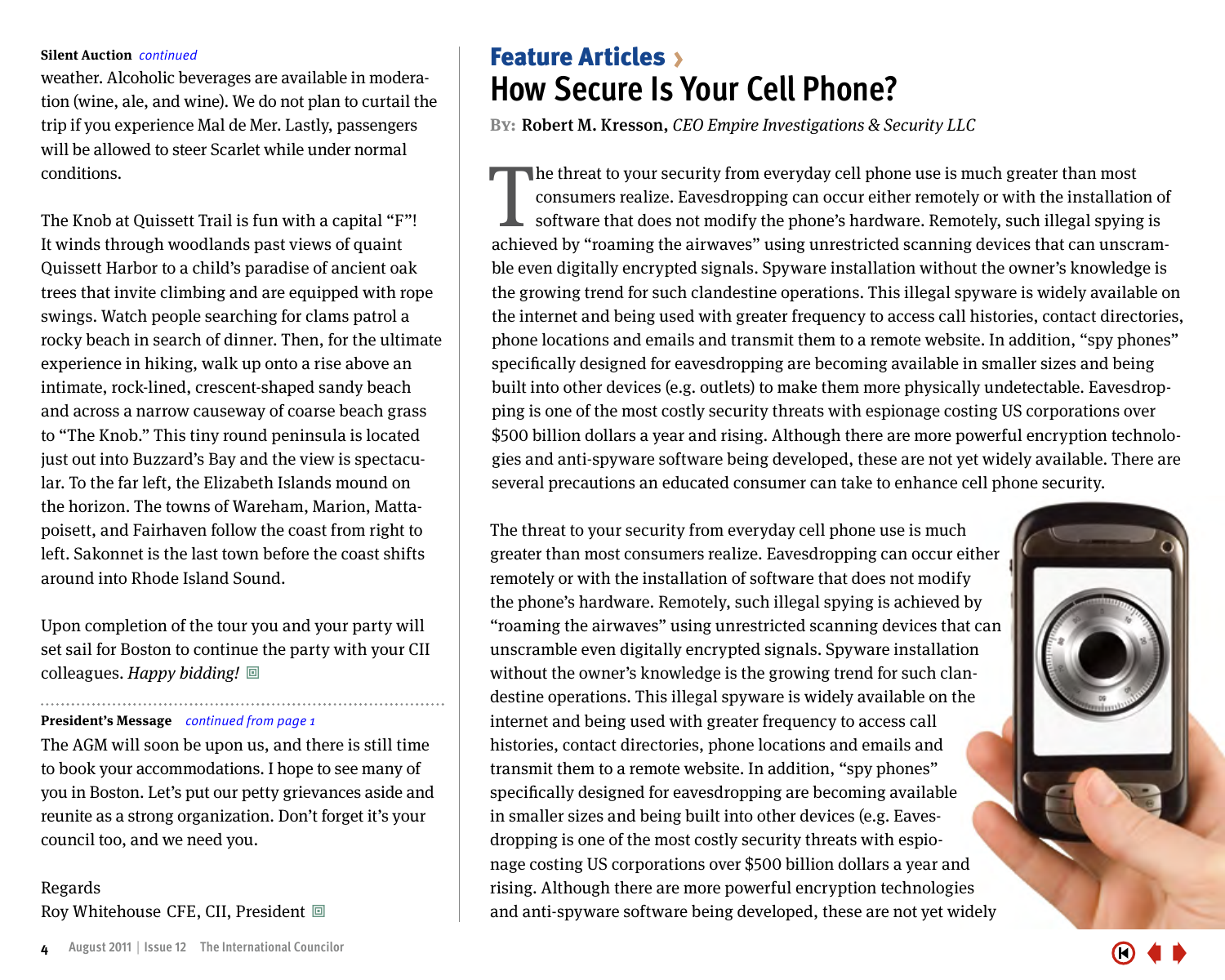**Silent Auction** *continued*

weather. Alcoholic beverages are available in moderation (wine, ale, and wine). We do not plan to curtail the trip if you experience Mal de Mer. Lastly, passengers will be allowed to steer Scarlet while under normal conditions.

The Knob at Quissett Trail is fun with a capital "F"! It winds through woodlands past views of quaint Quissett Harbor to a child's paradise of ancient oak trees that invite climbing and are equipped with rope swings. Watch people searching for clams patrol a rocky beach in search of dinner. Then, for the ultimate experience in hiking, walk up onto a rise above an intimate, rock-lined, crescent-shaped sandy beach and across a narrow causeway of coarse beach grass to "The Knob." This tiny round peninsula is located just out into Buzzard's Bay and the view is spectacular. To the far left, the Elizabeth Islands mound on the horizon. The towns of Wareham, Marion, Mattapoisett, and Fairhaven follow the coast from right to left. Sakonnet is the last town before the coast shifts around into Rhode Island Sound.

Upon completion of the tour you and your party will set sail for Boston to continue the party with your CII colleagues. *Happy bidding!*

**President's Message** *continued from page 1*

The AGM will soon be upon us, and there is still time to book your accommodations. I hope to see many of you in Boston. Let's put our petty grievances aside and reunite as a strong organization. Don't forget it's your council too, and we need you.

Regards
Roy Whitehouse CFE, CII, President

## Feature Articles ›

# How Secure Is Your Cell Phone?

**By:** **Robert M. Kresson,** *CEO Empire Investigations & Security LLC*

The threat to your security from everyday cell phone use is much greater than most consumers realize. Eavesdropping can occur either remotely or with the installation of software that does not modify the phone's hardware. Remotely, such illegal spying is achieved by "roaming the airwaves" using unrestricted scanning devices that can unscramble even digitally encrypted signals. Spyware installation without the owner's knowledge is the growing trend for such clandestine operations. This illegal spyware is widely available on the internet and being used with greater frequency to access call histories, contact directories, phone locations and emails and transmit them to a remote website. In addition, "spy phones" specifically designed for eavesdropping are becoming available in smaller sizes and being built into other devices (e.g. outlets) to make them more physically undetectable. Eavesdropping is one of the most costly security threats with espionage costing US corporations over $500 billion dollars a year and rising. Although there are more powerful encryption technologies and anti-spyware software being developed, these are not yet widely available. There are several precautions an educated consumer can take to enhance cell phone security.

The threat to your security from everyday cell phone use is much greater than most consumers realize. Eavesdropping can occur either remotely or with the installation of software that does not modify the phone's hardware. Remotely, such illegal spying is achieved by "roaming the airwaves" using unrestricted scanning devices that can unscramble even digitally encrypted signals. Spyware installation without the owner's knowledge is the growing trend for such clandestine operations. This illegal spyware is widely available on the internet and being used with greater frequency to access call histories, contact directories, phone locations and emails and transmit them to a remote website. In addition, "spy phones" specifically designed for eavesdropping are becoming available in smaller sizes and being built into other devices (e.g. Eavesdropping is one of the most costly security threats with espionage costing US corporations over $500 billion dollars a year and rising. Although there are more powerful encryption technologies and anti-spyware software being developed, these are not yet widely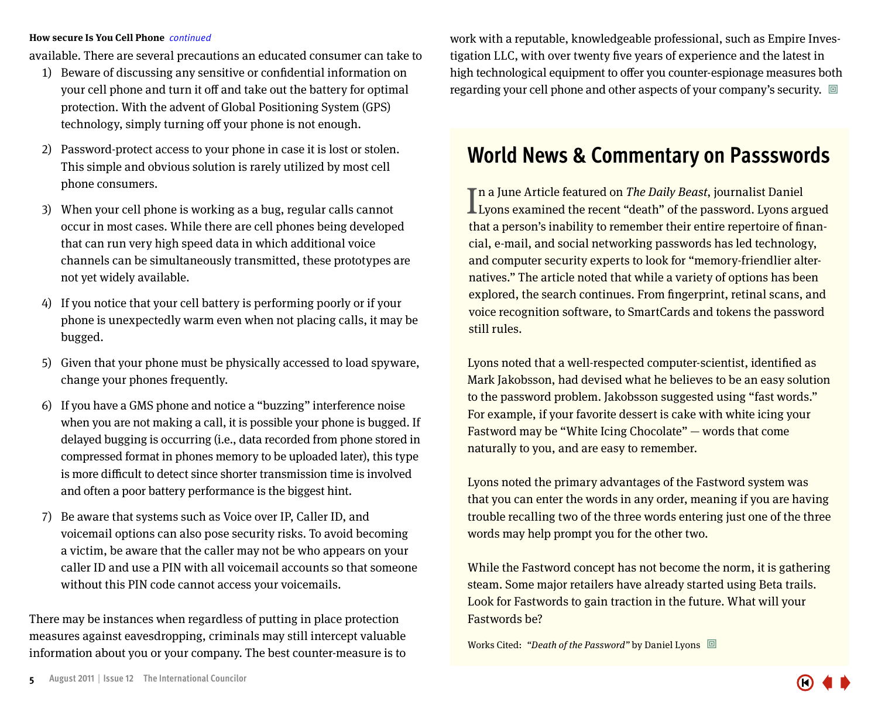**How secure Is You Cell Phone** *continued*

available. There are several precautions an educated consumer can take to

1) Beware of discussing any sensitive or confidential information on your cell phone and turn it off and take out the battery for optimal protection. With the advent of Global Positioning System (GPS) technology, simply turning off your phone is not enough.

2) Password-protect access to your phone in case it is lost or stolen. This simple and obvious solution is rarely utilized by most cell phone consumers.

3) When your cell phone is working as a bug, regular calls cannot occur in most cases. While there are cell phones being developed that can run very high speed data in which additional voice channels can be simultaneously transmitted, these prototypes are not yet widely available.

4) If you notice that your cell battery is performing poorly or if your phone is unexpectedly warm even when not placing calls, it may be bugged.

5) Given that your phone must be physically accessed to load spyware, change your phones frequently.

6) If you have a GMS phone and notice a "buzzing" interference noise when you are not making a call, it is possible your phone is bugged. If delayed bugging is occurring (i.e., data recorded from phone stored in compressed format in phones memory to be uploaded later), this type is more difficult to detect since shorter transmission time is involved and often a poor battery performance is the biggest hint.

7) Be aware that systems such as Voice over IP, Caller ID, and voicemail options can also pose security risks. To avoid becoming a victim, be aware that the caller may not be who appears on your caller ID and use a PIN with all voicemail accounts so that someone without this PIN code cannot access your voicemails.

There may be instances when regardless of putting in place protection measures against eavesdropping, criminals may still intercept valuable information about you or your company. The best counter-measure is to work with a reputable, knowledgeable professional, such as Empire Investigation LLC, with over twenty five years of experience and the latest in high technological equipment to offer you counter-espionage measures both regarding your cell phone and other aspects of your company's security.

## World News & Commentary on Passswords

In a June Article featured on *The Daily Beast*, journalist Daniel Lyons examined the recent "death" of the password. Lyons argued that a person's inability to remember their entire repertoire of financial, e-mail, and social networking passwords has led technology, and computer security experts to look for "memory-friendlier alternatives." The article noted that while a variety of options has been explored, the search continues. From fingerprint, retinal scans, and voice recognition software, to SmartCards and tokens the password still rules.

Lyons noted that a well-respected computer-scientist, identified as Mark Jakobsson, had devised what he believes to be an easy solution to the password problem. Jakobsson suggested using "fast words." For example, if your favorite dessert is cake with white icing your Fastword may be "White Icing Chocolate" — words that come naturally to you, and are easy to remember.

Lyons noted the primary advantages of the Fastword system was that you can enter the words in any order, meaning if you are having trouble recalling two of the three words entering just one of the three words may help prompt you for the other two.

While the Fastword concept has not become the norm, it is gathering steam. Some major retailers have already started using Beta trails. Look for Fastwords to gain traction in the future. What will your Fastwords be?

Works Cited: *"Death of the Password"* by Daniel Lyons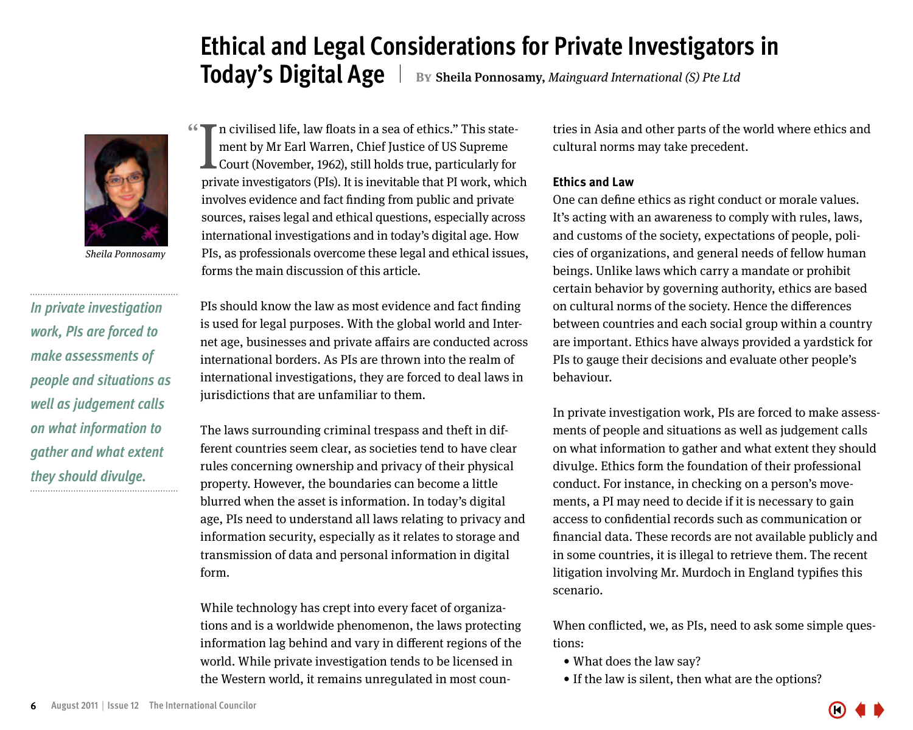# Ethical and Legal Considerations for Private Investigators in Today's Digital Age

By **Sheila Ponnosamy**, *Mainguard International (S) Pte Ltd*

*Sheila Ponnosamy*

> *In private investigation work, PIs are forced to make assessments of people and situations as well as judgement calls on what information to gather and what extent they should divulge.*

"In civilised life, law floats in a sea of ethics." This statement by Mr Earl Warren, Chief Justice of US Supreme Court (November, 1962), still holds true, particularly for private investigators (PIs). It is inevitable that PI work, which involves evidence and fact finding from public and private sources, raises legal and ethical questions, especially across international investigations and in today's digital age. How PIs, as professionals overcome these legal and ethical issues, forms the main discussion of this article.

PIs should know the law as most evidence and fact finding is used for legal purposes. With the global world and Internet age, businesses and private affairs are conducted across international borders. As PIs are thrown into the realm of international investigations, they are forced to deal laws in jurisdictions that are unfamiliar to them.

The laws surrounding criminal trespass and theft in different countries seem clear, as societies tend to have clear rules concerning ownership and privacy of their physical property. However, the boundaries can become a little blurred when the asset is information. In today's digital age, PIs need to understand all laws relating to privacy and information security, especially as it relates to storage and transmission of data and personal information in digital form.

While technology has crept into every facet of organizations and is a worldwide phenomenon, the laws protecting information lag behind and vary in different regions of the world. While private investigation tends to be licensed in the Western world, it remains unregulated in most countries in Asia and other parts of the world where ethics and cultural norms may take precedent.

### Ethics and Law

One can define ethics as right conduct or morale values. It's acting with an awareness to comply with rules, laws, and customs of the society, expectations of people, policies of organizations, and general needs of fellow human beings. Unlike laws which carry a mandate or prohibit certain behavior by governing authority, ethics are based on cultural norms of the society. Hence the differences between countries and each social group within a country are important. Ethics have always provided a yardstick for PIs to gauge their decisions and evaluate other people's behaviour.

In private investigation work, PIs are forced to make assessments of people and situations as well as judgement calls on what information to gather and what extent they should divulge. Ethics form the foundation of their professional conduct. For instance, in checking on a person's movements, a PI may need to decide if it is necessary to gain access to confidential records such as communication or financial data. These records are not available publicly and in some countries, it is illegal to retrieve them. The recent litigation involving Mr. Murdoch in England typifies this scenario.

When conflicted, we, as PIs, need to ask some simple questions:

- What does the law say?
- If the law is silent, then what are the options?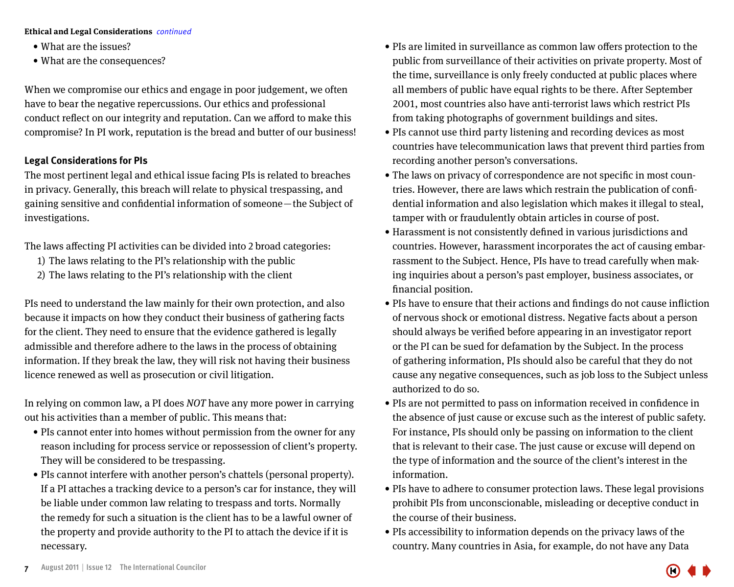**Ethical and Legal Considerations** *continued*

- What are the issues?
- What are the consequences?

When we compromise our ethics and engage in poor judgement, we often have to bear the negative repercussions. Our ethics and professional conduct reflect on our integrity and reputation. Can we afford to make this compromise? In PI work, reputation is the bread and butter of our business!

### Legal Considerations for PIs

The most pertinent legal and ethical issue facing PIs is related to breaches in privacy. Generally, this breach will relate to physical trespassing, and gaining sensitive and confidential information of someone—the Subject of investigations.

The laws affecting PI activities can be divided into 2 broad categories:

1) The laws relating to the PI's relationship with the public
2) The laws relating to the PI's relationship with the client

PIs need to understand the law mainly for their own protection, and also because it impacts on how they conduct their business of gathering facts for the client. They need to ensure that the evidence gathered is legally admissible and therefore adhere to the laws in the process of obtaining information. If they break the law, they will risk not having their business licence renewed as well as prosecution or civil litigation.

In relying on common law, a PI does *NOT* have any more power in carrying out his activities than a member of public. This means that:

- PIs cannot enter into homes without permission from the owner for any reason including for process service or repossession of client's property. They will be considered to be trespassing.
- PIs cannot interfere with another person's chattels (personal property). If a PI attaches a tracking device to a person's car for instance, they will be liable under common law relating to trespass and torts. Normally the remedy for such a situation is the client has to be a lawful owner of the property and provide authority to the PI to attach the device if it is necessary.
- PIs are limited in surveillance as common law offers protection to the public from surveillance of their activities on private property. Most of the time, surveillance is only freely conducted at public places where all members of public have equal rights to be there. After September 2001, most countries also have anti-terrorist laws which restrict PIs from taking photographs of government buildings and sites.
- PIs cannot use third party listening and recording devices as most countries have telecommunication laws that prevent third parties from recording another person's conversations.
- The laws on privacy of correspondence are not specific in most countries. However, there are laws which restrain the publication of confidential information and also legislation which makes it illegal to steal, tamper with or fraudulently obtain articles in course of post.
- Harassment is not consistently defined in various jurisdictions and countries. However, harassment incorporates the act of causing embarrassment to the Subject. Hence, PIs have to tread carefully when making inquiries about a person's past employer, business associates, or financial position.
- PIs have to ensure that their actions and findings do not cause infliction of nervous shock or emotional distress. Negative facts about a person should always be verified before appearing in an investigator report or the PI can be sued for defamation by the Subject. In the process of gathering information, PIs should also be careful that they do not cause any negative consequences, such as job loss to the Subject unless authorized to do so.
- PIs are not permitted to pass on information received in confidence in the absence of just cause or excuse such as the interest of public safety. For instance, PIs should only be passing on information to the client that is relevant to their case. The just cause or excuse will depend on the type of information and the source of the client's interest in the information.
- PIs have to adhere to consumer protection laws. These legal provisions prohibit PIs from unconscionable, misleading or deceptive conduct in the course of their business.
- PIs accessibility to information depends on the privacy laws of the country. Many countries in Asia, for example, do not have any Data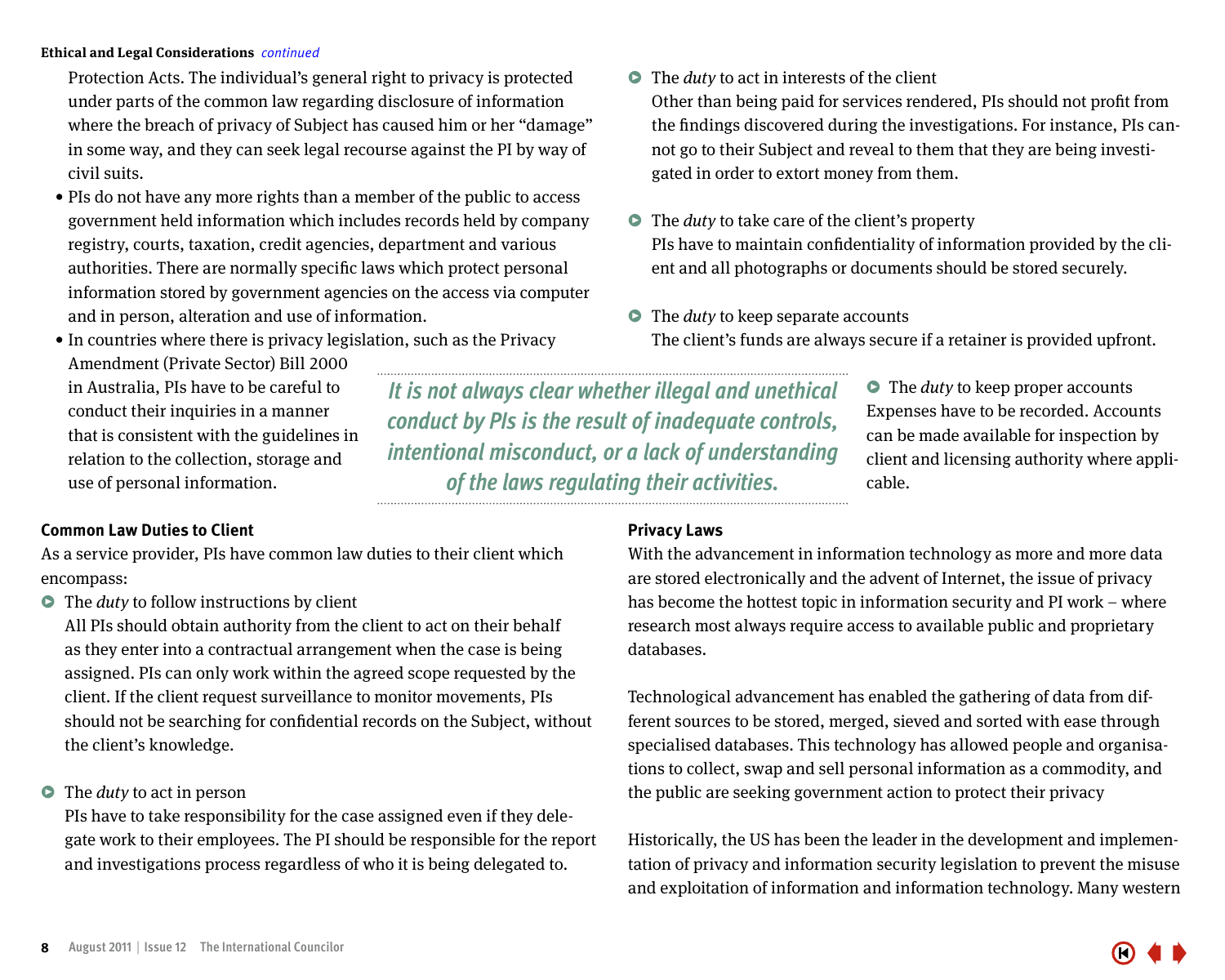**Ethical and Legal Considerations** *continued*

Protection Acts. The individual's general right to privacy is protected under parts of the common law regarding disclosure of information where the breach of privacy of Subject has caused him or her "damage" in some way, and they can seek legal recourse against the PI by way of civil suits.

- PIs do not have any more rights than a member of the public to access government held information which includes records held by company registry, courts, taxation, credit agencies, department and various authorities. There are normally specific laws which protect personal information stored by government agencies on the access via computer and in person, alteration and use of information.
- In countries where there is privacy legislation, such as the Privacy Amendment (Private Sector) Bill 2000 in Australia, PIs have to be careful to conduct their inquiries in a manner that is consistent with the guidelines in relation to the collection, storage and use of personal information.

> *It is not always clear whether illegal and unethical conduct by PIs is the result of inadequate controls, intentional misconduct, or a lack of understanding of the laws regulating their activities.*

### Common Law Duties to Client

As a service provider, PIs have common law duties to their client which encompass:

- The *duty* to follow instructions by client
  All PIs should obtain authority from the client to act on their behalf as they enter into a contractual arrangement when the case is being assigned. PIs can only work within the agreed scope requested by the client. If the client request surveillance to monitor movements, PIs should not be searching for confidential records on the Subject, without the client's knowledge.

- The *duty* to act in person
  PIs have to take responsibility for the case assigned even if they delegate work to their employees. The PI should be responsible for the report and investigations process regardless of who it is being delegated to.

- The *duty* to act in interests of the client
  Other than being paid for services rendered, PIs should not profit from the findings discovered during the investigations. For instance, PIs cannot go to their Subject and reveal to them that they are being investigated in order to extort money from them.

- The *duty* to take care of the client's property
  PIs have to maintain confidentiality of information provided by the client and all photographs or documents should be stored securely.

- The *duty* to keep separate accounts
  The client's funds are always secure if a retainer is provided upfront.

- The *duty* to keep proper accounts
  Expenses have to be recorded. Accounts can be made available for inspection by client and licensing authority where applicable.

### Privacy Laws

With the advancement in information technology as more and more data are stored electronically and the advent of Internet, the issue of privacy has become the hottest topic in information security and PI work – where research most always require access to available public and proprietary databases.

Technological advancement has enabled the gathering of data from different sources to be stored, merged, sieved and sorted with ease through specialised databases. This technology has allowed people and organisations to collect, swap and sell personal information as a commodity, and the public are seeking government action to protect their privacy

Historically, the US has been the leader in the development and implementation of privacy and information security legislation to prevent the misuse and exploitation of information and information technology. Many western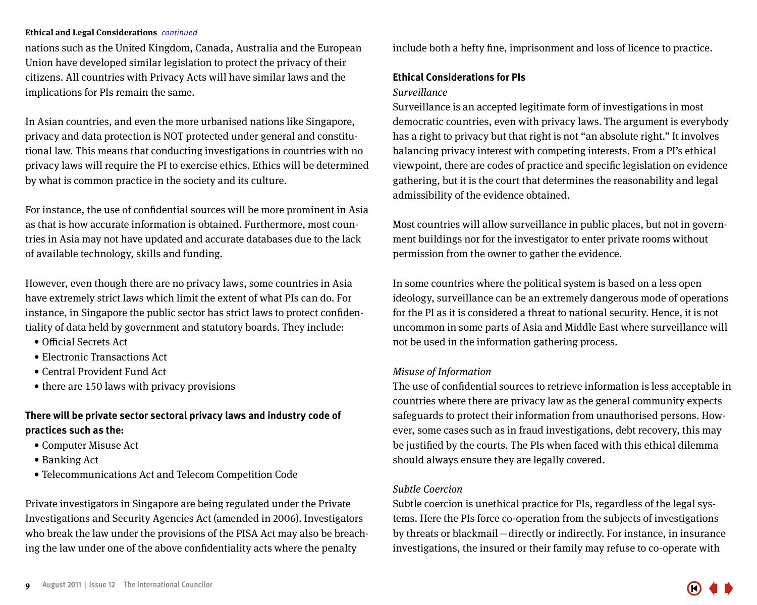**Ethical and Legal Considerations** *continued*

nations such as the United Kingdom, Canada, Australia and the European Union have developed similar legislation to protect the privacy of their citizens. All countries with Privacy Acts will have similar laws and the implications for PIs remain the same.

In Asian countries, and even the more urbanised nations like Singapore, privacy and data protection is NOT protected under general and constitutional law. This means that conducting investigations in countries with no privacy laws will require the PI to exercise ethics. Ethics will be determined by what is common practice in the society and its culture.

For instance, the use of confidential sources will be more prominent in Asia as that is how accurate information is obtained. Furthermore, most countries in Asia may not have updated and accurate databases due to the lack of available technology, skills and funding.

However, even though there are no privacy laws, some countries in Asia have extremely strict laws which limit the extent of what PIs can do. For instance, in Singapore the public sector has strict laws to protect confidentiality of data held by government and statutory boards. They include:

- Official Secrets Act
- Electronic Transactions Act
- Central Provident Fund Act
- there are 150 laws with privacy provisions

**There will be private sector sectoral privacy laws and industry code of practices such as the:**

- Computer Misuse Act
- Banking Act
- Telecommunications Act and Telecom Competition Code

Private investigators in Singapore are being regulated under the Private Investigations and Security Agencies Act (amended in 2006). Investigators who break the law under the provisions of the PISA Act may also be breaching the law under one of the above confidentiality acts where the penalty include both a hefty fine, imprisonment and loss of licence to practice.

**Ethical Considerations for PIs**

*Surveillance*

Surveillance is an accepted legitimate form of investigations in most democratic countries, even with privacy laws. The argument is everybody has a right to privacy but that right is not "an absolute right." It involves balancing privacy interest with competing interests. From a PI's ethical viewpoint, there are codes of practice and specific legislation on evidence gathering, but it is the court that determines the reasonability and legal admissibility of the evidence obtained.

Most countries will allow surveillance in public places, but not in government buildings nor for the investigator to enter private rooms without permission from the owner to gather the evidence.

In some countries where the political system is based on a less open ideology, surveillance can be an extremely dangerous mode of operations for the PI as it is considered a threat to national security. Hence, it is not uncommon in some parts of Asia and Middle East where surveillance will not be used in the information gathering process.

*Misuse of Information*

The use of confidential sources to retrieve information is less acceptable in countries where there are privacy law as the general community expects safeguards to protect their information from unauthorised persons. However, some cases such as in fraud investigations, debt recovery, this may be justified by the courts. The PIs when faced with this ethical dilemma should always ensure they are legally covered.

*Subtle Coercion*

Subtle coercion is unethical practice for PIs, regardless of the legal systems. Here the PIs force co-operation from the subjects of investigations by threats or blackmail—directly or indirectly. For instance, in insurance investigations, the insured or their family may refuse to co-operate with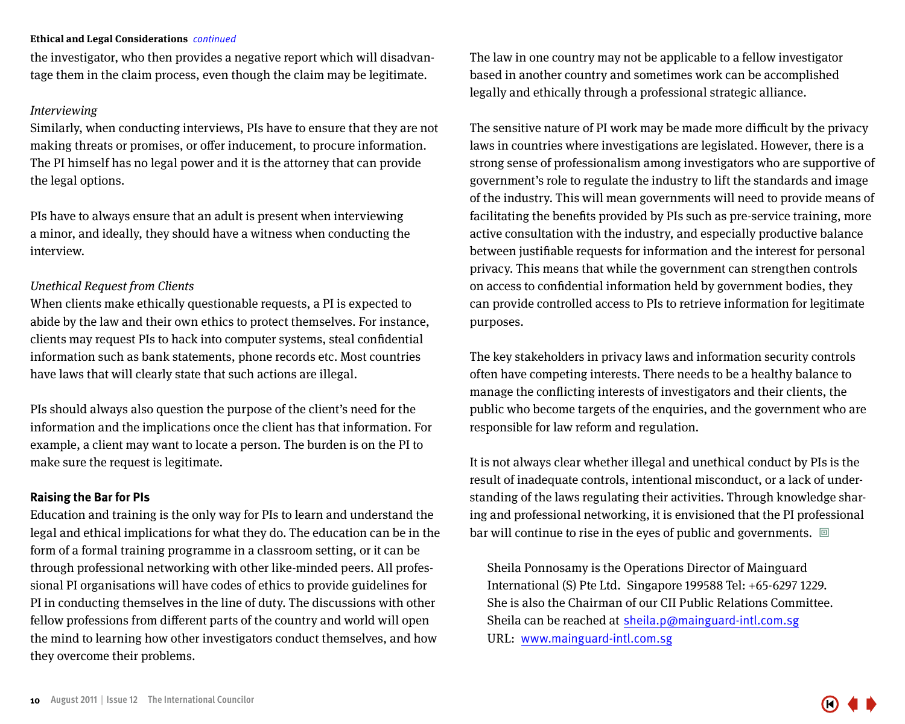the investigator, who then provides a negative report which will disadvantage them in the claim process, even though the claim may be legitimate.

*Interviewing*

Similarly, when conducting interviews, PIs have to ensure that they are not making threats or promises, or offer inducement, to procure information. The PI himself has no legal power and it is the attorney that can provide the legal options.

PIs have to always ensure that an adult is present when interviewing a minor, and ideally, they should have a witness when conducting the interview.

*Unethical Request from Clients*

When clients make ethically questionable requests, a PI is expected to abide by the law and their own ethics to protect themselves. For instance, clients may request PIs to hack into computer systems, steal confidential information such as bank statements, phone records etc. Most countries have laws that will clearly state that such actions are illegal.

PIs should always also question the purpose of the client's need for the information and the implications once the client has that information. For example, a client may want to locate a person. The burden is on the PI to make sure the request is legitimate.

## Raising the Bar for PIs

Education and training is the only way for PIs to learn and understand the legal and ethical implications for what they do. The education can be in the form of a formal training programme in a classroom setting, or it can be through professional networking with other like-minded peers. All professional PI organisations will have codes of ethics to provide guidelines for PI in conducting themselves in the line of duty. The discussions with other fellow professions from different parts of the country and world will open the mind to learning how other investigators conduct themselves, and how they overcome their problems.

The law in one country may not be applicable to a fellow investigator based in another country and sometimes work can be accomplished legally and ethically through a professional strategic alliance.

The sensitive nature of PI work may be made more difficult by the privacy laws in countries where investigations are legislated. However, there is a strong sense of professionalism among investigators who are supportive of government's role to regulate the industry to lift the standards and image of the industry. This will mean governments will need to provide means of facilitating the benefits provided by PIs such as pre-service training, more active consultation with the industry, and especially productive balance between justifiable requests for information and the interest for personal privacy. This means that while the government can strengthen controls on access to confidential information held by government bodies, they can provide controlled access to PIs to retrieve information for legitimate purposes.

The key stakeholders in privacy laws and information security controls often have competing interests. There needs to be a healthy balance to manage the conflicting interests of investigators and their clients, the public who become targets of the enquiries, and the government who are responsible for law reform and regulation.

It is not always clear whether illegal and unethical conduct by PIs is the result of inadequate controls, intentional misconduct, or a lack of understanding of the laws regulating their activities. Through knowledge sharing and professional networking, it is envisioned that the PI professional bar will continue to rise in the eyes of public and governments.

Sheila Ponnosamy is the Operations Director of Mainguard International (S) Pte Ltd. Singapore 199588 Tel: +65-6297 1229. She is also the Chairman of our CII Public Relations Committee. Sheila can be reached at sheila.p@mainguard-intl.com.sg URL: www.mainguard-intl.com.sg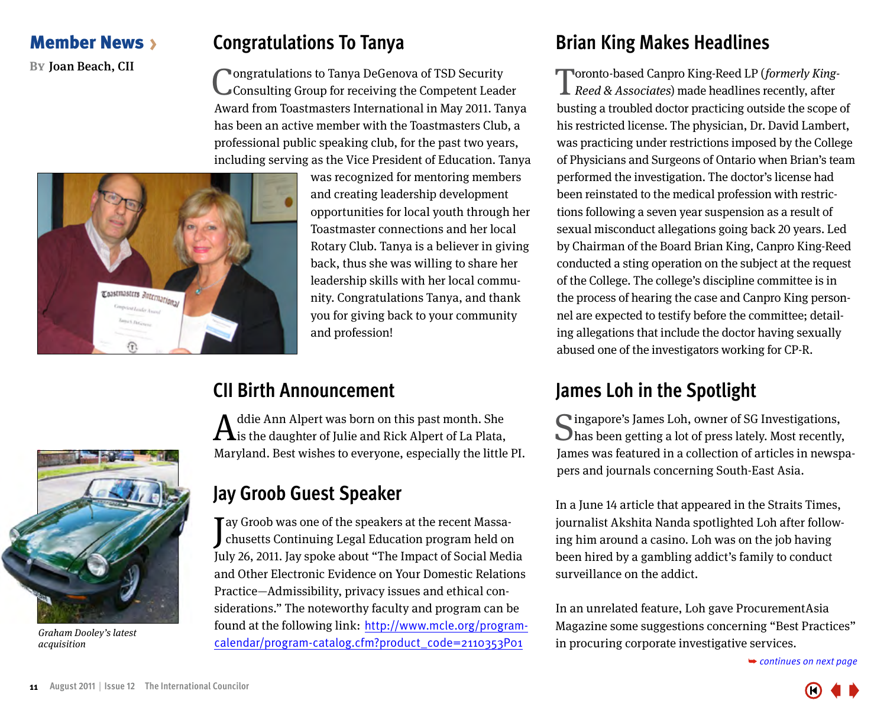## Member News ›

**By Joan Beach, CII**

## Congratulations To Tanya

Congratulations to Tanya DeGenova of TSD Security Consulting Group for receiving the Competent Leader Award from Toastmasters International in May 2011. Tanya has been an active member with the Toastmasters Club, a professional public speaking club, for the past two years, including serving as the Vice President of Education. Tanya was recognized for mentoring members and creating leadership development opportunities for local youth through her Toastmaster connections and her local Rotary Club. Tanya is a believer in giving back, thus she was willing to share her leadership skills with her local community. Congratulations Tanya, and thank you for giving back to your community and profession!

## CII Birth Announcement

Addie Ann Alpert was born on this past month. She is the daughter of Julie and Rick Alpert of La Plata, Maryland. Best wishes to everyone, especially the little PI.

## Jay Groob Guest Speaker

Jay Groob was one of the speakers at the recent Massachusetts Continuing Legal Education program held on July 26, 2011. Jay spoke about "The Impact of Social Media and Other Electronic Evidence on Your Domestic Relations Practice—Admissibility, privacy issues and ethical considerations." The noteworthy faculty and program can be found at the following link: http://www.mcle.org/program-calendar/program-catalog.cfm?product_code=2110353P01

*Graham Dooley's latest acquisition*

## Brian King Makes Headlines

Toronto-based Canpro King-Reed LP (*formerly King-Reed & Associates*) made headlines recently, after busting a troubled doctor practicing outside the scope of his restricted license. The physician, Dr. David Lambert, was practicing under restrictions imposed by the College of Physicians and Surgeons of Ontario when Brian's team performed the investigation. The doctor's license had been reinstated to the medical profession with restrictions following a seven year suspension as a result of sexual misconduct allegations going back 20 years. Led by Chairman of the Board Brian King, Canpro King-Reed conducted a sting operation on the subject at the request of the College. The college's discipline committee is in the process of hearing the case and Canpro King personnel are expected to testify before the committee; detailing allegations that include the doctor having sexually abused one of the investigators working for CP-R.

## James Loh in the Spotlight

Singapore's James Loh, owner of SG Investigations, has been getting a lot of press lately. Most recently, James was featured in a collection of articles in newspapers and journals concerning South-East Asia.

In a June 14 article that appeared in the Straits Times, journalist Akshita Nanda spotlighted Loh after following him around a casino. Loh was on the job having been hired by a gambling addict's family to conduct surveillance on the addict.

In an unrelated feature, Loh gave ProcurementAsia Magazine some suggestions concerning "Best Practices" in procuring corporate investigative services.

*continues on next page*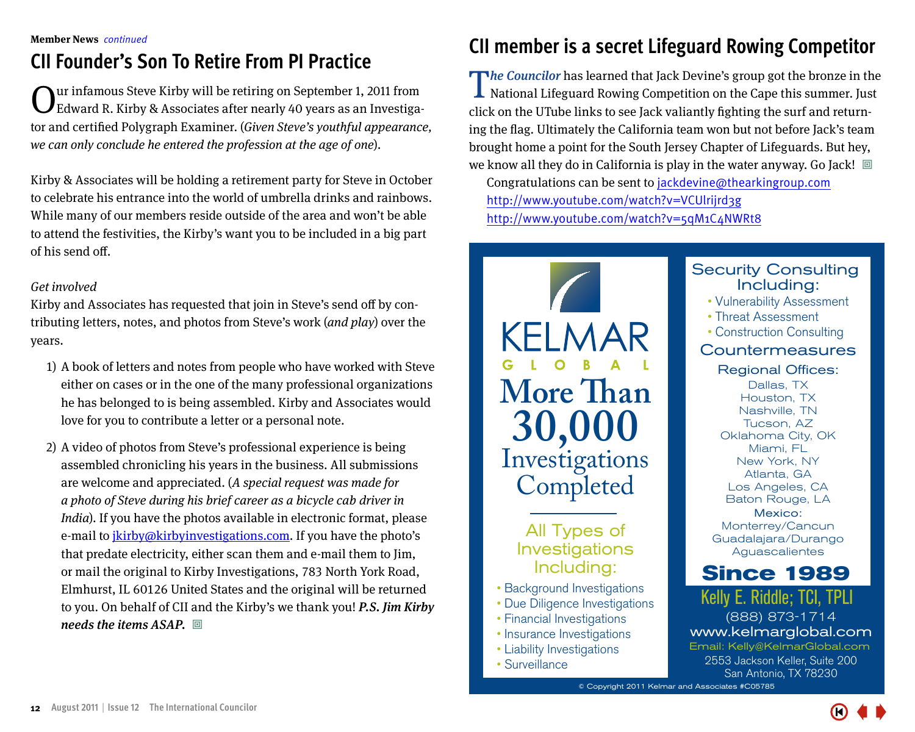Member News *continued*

## CII Founder's Son To Retire From PI Practice

Our infamous Steve Kirby will be retiring on September 1, 2011 from Edward R. Kirby & Associates after nearly 40 years as an Investigator and certified Polygraph Examiner. (*Given Steve's youthful appearance, we can only conclude he entered the profession at the age of one*).

Kirby & Associates will be holding a retirement party for Steve in October to celebrate his entrance into the world of umbrella drinks and rainbows. While many of our members reside outside of the area and won't be able to attend the festivities, the Kirby's want you to be included in a big part of his send off.

*Get involved*

Kirby and Associates has requested that join in Steve's send off by contributing letters, notes, and photos from Steve's work (*and play*) over the years.

1) A book of letters and notes from people who have worked with Steve either on cases or in the one of the many professional organizations he has belonged to is being assembled. Kirby and Associates would love for you to contribute a letter or a personal note.

2) A video of photos from Steve's professional experience is being assembled chronicling his years in the business. All submissions are welcome and appreciated. (*A special request was made for a photo of Steve during his brief career as a bicycle cab driver in India*). If you have the photos available in electronic format, please e-mail to jkirby@kirbyinvestigations.com. If you have the photo's that predate electricity, either scan them and e-mail them to Jim, or mail the original to Kirby Investigations, 783 North York Road, Elmhurst, IL 60126 United States and the original will be returned to you. On behalf of CII and the Kirby's we thank you! ***P.S. Jim Kirby needs the items ASAP.***

## CII member is a secret Lifeguard Rowing Competitor

***The Councilor*** has learned that Jack Devine's group got the bronze in the National Lifeguard Rowing Competition on the Cape this summer. Just click on the UTube links to see Jack valiantly fighting the surf and returning the flag. Ultimately the California team won but not before Jack's team brought home a point for the South Jersey Chapter of Lifeguards. But hey, we know all they do in California is play in the water anyway. Go Jack!

Congratulations can be sent to jackdevine@thearkingroup.com
http://www.youtube.com/watch?v=VCUlrijrd3g
http://www.youtube.com/watch?v=5qM1C4NWRt8

KELMAR GLOBAL

More Than 30,000 Investigations Completed

All Types of Investigations Including:

- Background Investigations
- Due Diligence Investigations
- Financial Investigations
- Insurance Investigations
- Liability Investigations
- Surveillance

Security Consulting Including:

- Vulnerability Assessment
- Threat Assessment
- Construction Consulting

Countermeasures

Regional Offices:
Dallas, TX
Houston, TX
Nashville, TN
Tucson, AZ
Oklahoma City, OK
Miami, FL
New York, NY
Atlanta, GA
Los Angeles, CA
Baton Rouge, LA
Mexico:
Monterrey/Cancun
Guadalajara/Durango
Aguascalientes

**Since 1989**

Kelly E. Riddle; TCI, TPLI
(888) 873-1714
www.kelmarglobal.com
Email: Kelly@KelmarGlobal.com
2553 Jackson Keller, Suite 200
San Antonio, TX 78230

© Copyright 2011 Kelmar and Associates #C05785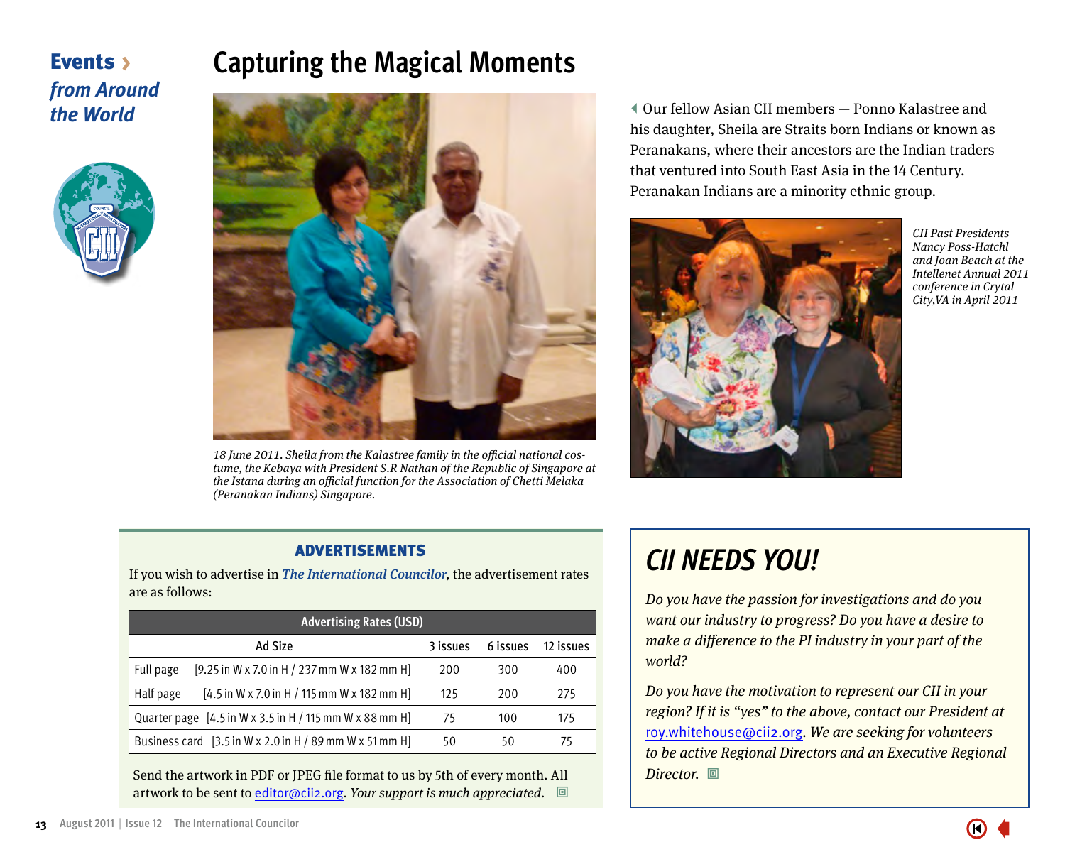# Events › from Around the World

## Capturing the Magical Moments

18 June 2011. Sheila from the Kalastree family in the official national costume, the Kebaya with President S.R Nathan of the Republic of Singapore at the Istana during an official function for the Association of Chetti Melaka (Peranakan Indians) Singapore.

Our fellow Asian CII members — Ponno Kalastree and his daughter, Sheila are Straits born Indians or known as Peranakans, where their ancestors are the Indian traders that ventured into South East Asia in the 14 Century. Peranakan Indians are a minority ethnic group.

*CII Past Presidents Nancy Poss-Hatchl and Joan Beach at the Intellenet Annual 2011 conference in Crytal City,VA in April 2011*

### ADVERTISEMENTS

If you wish to advertise in ***The International Councilor***, the advertisement rates are as follows:

| Advertising Rates (USD) | | | |
|---|---|---|---|
| Ad Size | 3 issues | 6 issues | 12 issues |
| Full page [9.25 in W x 7.0 in H / 237 mm W x 182 mm H] | 200 | 300 | 400 |
| Half page [4.5 in W x 7.0 in H / 115 mm W x 182 mm H] | 125 | 200 | 275 |
| Quarter page [4.5 in W x 3.5 in H / 115 mm W x 88 mm H] | 75 | 100 | 175 |
| Business card [3.5 in W x 2.0 in H / 89 mm W x 51 mm H] | 50 | 50 | 75 |

Send the artwork in PDF or JPEG file format to us by 5th of every month. All artwork to be sent to editor@cii2.org. *Your support is much appreciated.*

## CII NEEDS YOU!

*Do you have the passion for investigations and do you want our industry to progress? Do you have a desire to make a difference to the PI industry in your part of the world?*

*Do you have the motivation to represent our CII in your region? If it is "yes" to the above, contact our President at* roy.whitehouse@cii2.org. *We are seeking for volunteers to be active Regional Directors and an Executive Regional Director.*